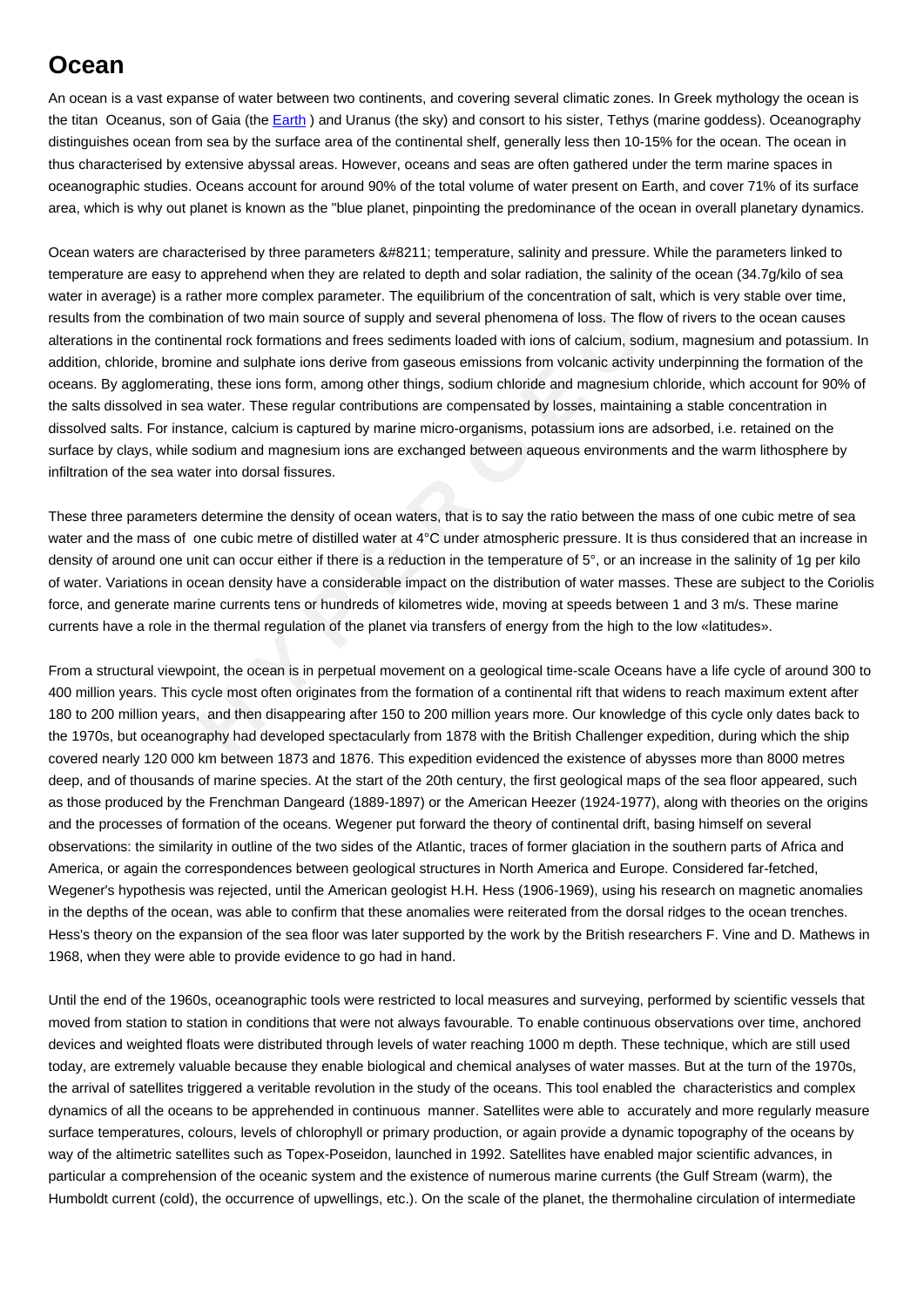# Ocean

An ocean is a vast expanse of water between two continents, and covering several climatic zones. In Greek mythology the ocean is the titan Oceanus, son of Gaia (the Earth ) and Uranus (the sky) and consort to his sister, Tethys (marine goddess). Oceanography distinguishes ocean from sea by the surface area of the continental shelf, generally less then 10-15% for the ocean. The ocean in thus characterised by extensive abyssal areas. However, oceans and seas are often gathered under the term marine spaces in oceanographic studies. Oceans account for around 90% of the total volume of water present on Earth, and cover 71% of its surface area, which is why out planet is known as the "blue planet, pinpointing the predominance of the ocean in overall planetary dynamics.

Ocean waters are characterised by three parameters &#8211; temperature, salinity and pressure. While the parameters linked to temperature are easy to apprehend when they are related to depth and solar radiation, the salinity of the ocean (34.7g/kilo of sea water in average) is a rather more complex parameter. The equilibrium of the concentration of salt, which is very stable over time, results from the combination of two main source of supply and several phenomena of loss. The flow of rivers to the ocean causes alterations in the continental rock formations and frees sediments loaded with ions of calcium, sodium, magnesium and potassium. In addition, chloride, bromine and sulphate ions derive from gaseous emissions from volcanic activity underpinning the formation of the oceans. By agglomerating, these ions form, among other things, sodium chloride and magnesium chloride, which account for 90% of the salts dissolved in sea water. These regular contributions are compensated by losses, maintaining a stable concentration in dissolved salts. For instance, calcium is captured by marine micro-organisms, potassium ions are adsorbed, i.e. retained on the surface by clays, while sodium and magnesium ions are exchanged between aqueous environments and the warm lithosphere by infiltration of the sea water into dorsal fissures.

These three parameters determine the density of ocean waters, that is to say the ratio between the mass of one cubic metre of sea water and the mass of one cubic metre of distilled water at 4°C under atmospheric pressure. It is thus considered that an increase in density of around one unit can occur either if there is a reduction in the temperature of 5°, or an increase in the salinity of 1g per kilo of water. Variations in ocean density have a considerable impact on the distribution of water masses. These are subject to the Coriolis force, and generate marine currents tens or hundreds of kilometres wide, moving at speeds between 1 and 3 m/s. These marine currents have a role in the thermal regulation of the planet via transfers of energy from the high to the low «latitudes».

From a structural viewpoint, the ocean is in perpetual movement on a geological time-scale Oceans have a life cycle of around 300 to 400 million years. This cycle most often originates from the formation of a continental rift that widens to reach maximum extent after 180 to 200 million years, and then disappearing after 150 to 200 million years more. Our knowledge of this cycle only dates back to the 1970s, but oceanography had developed spectacularly from 1878 with the British Challenger expedition, during which the ship covered nearly 120 000 km between 1873 and 1876. This expedition evidenced the existence of abysses more than 8000 metres deep, and of thousands of marine species. At the start of the 20th century, the first geological maps of the sea floor appeared, such as those produced by the Frenchman Dangeard (1889-1897) or the American Heezer (1924-1977), along with theories on the origins and the processes of formation of the oceans. Wegener put forward the theory of continental drift, basing himself on several observations: the similarity in outline of the two sides of the Atlantic, traces of former glaciation in the southern parts of Africa and America, or again the correspondences between geological structures in North America and Europe. Considered far-fetched, Wegener's hypothesis was rejected, until the American geologist H.H. Hess (1906-1969), using his research on magnetic anomalies in the depths of the ocean, was able to confirm that these anomalies were reiterated from the dorsal ridges to the ocean trenches. Hess's theory on the expansion of the sea floor was later supported by the work by the British researchers F. Vine and D. Mathews in 1968, when they were able to provide evidence to go had in hand.

Until the end of the 1960s, oceanographic tools were restricted to local measures and surveying, performed by scientific vessels that moved from station to station in conditions that were not always favourable. To enable continuous observations over time, anchored devices and weighted floats were distributed through levels of water reaching 1000 m depth. These technique, which are still used today, are extremely valuable because they enable biological and chemical analyses of water masses. But at the turn of the 1970s, the arrival of satellites triggered a veritable revolution in the study of the oceans. This tool enabled the characteristics and complex dynamics of all the oceans to be apprehended in continuous manner. Satellites were able to accurately and more regularly measure surface temperatures, colours, levels of chlorophyll or primary production, or again provide a dynamic topography of the oceans by way of the altimetric satellites such as Topex-Poseidon, launched in 1992. Satellites have enabled major scientific advances, in particular a comprehension of the oceanic system and the existence of numerous marine currents (the Gulf Stream (warm), the Humboldt current (cold), the occurrence of upwellings, etc.). On the scale of the planet, the thermohaline circulation of intermediate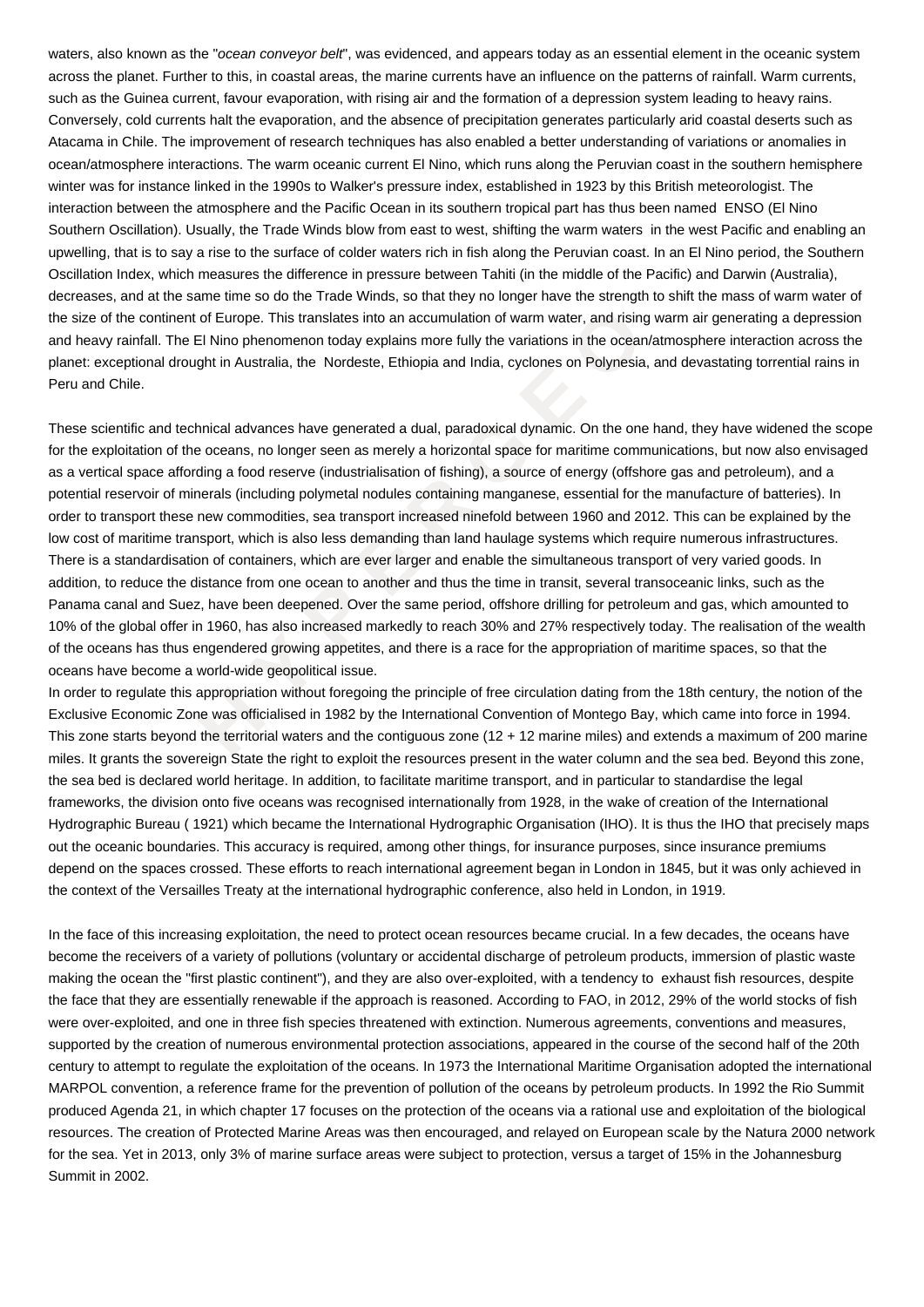waters, also known as the "*ocean conveyor belt*", was evidenced, and appears today as an essential element in the oceanic system across the planet. Further to this, in coastal areas, the marine currents have an influence on the patterns of rainfall. Warm currents, such as the Guinea current, favour evaporation, with rising air and the formation of a depression system leading to heavy rains. Conversely, cold currents halt the evaporation, and the absence of precipitation generates particularly arid coastal deserts such as Atacama in Chile. The improvement of research techniques has also enabled a better understanding of variations or anomalies in ocean/atmosphere interactions. The warm oceanic current El Nino, which runs along the Peruvian coast in the southern hemisphere winter was for instance linked in the 1990s to Walker's pressure index, established in 1923 by this British meteorologist. The interaction between the atmosphere and the Pacific Ocean in its southern tropical part has thus been named ENSO (El Nino Southern Oscillation). Usually, the Trade Winds blow from east to west, shifting the warm waters in the west Pacific and enabling an upwelling, that is to say a rise to the surface of colder waters rich in fish along the Peruvian coast. In an El Nino period, the Southern Oscillation Index, which measures the difference in pressure between Tahiti (in the middle of the Pacific) and Darwin (Australia), decreases, and at the same time so do the Trade Winds, so that they no longer have the strength to shift the mass of warm water of the size of the continent of Europe. This translates into an accumulation of warm water, and rising warm air generating a depression and heavy rainfall. The El Nino phenomenon today explains more fully the variations in the ocean/atmosphere interaction across the planet: exceptional drought in Australia, the Nordeste, Ethiopia and India, cyclones on Polynesia, and devastating torrential rains in Peru and Chile.

These scientific and technical advances have generated a dual, paradoxical dynamic. On the one hand, they have widened the scope for the exploitation of the oceans, no longer seen as merely a horizontal space for maritime communications, but now also envisaged as a vertical space affording a food reserve (industrialisation of fishing), a source of energy (offshore gas and petroleum), and a potential reservoir of minerals (including polymetal nodules containing manganese, essential for the manufacture of batteries). In order to transport these new commodities, sea transport increased ninefold between 1960 and 2012. This can be explained by the low cost of maritime transport, which is also less demanding than land haulage systems which require numerous infrastructures. There is a standardisation of containers, which are ever larger and enable the simultaneous transport of very varied goods. In addition, to reduce the distance from one ocean to another and thus the time in transit, several transoceanic links, such as the Panama canal and Suez, have been deepened. Over the same period, offshore drilling for petroleum and gas, which amounted to 10% of the global offer in 1960, has also increased markedly to reach 30% and 27% respectively today. The realisation of the wealth of the oceans has thus engendered growing appetites, and there is a race for the appropriation of maritime spaces, so that the oceans have become a world-wide geopolitical issue.
In order to regulate this appropriation without foregoing the principle of free circulation dating from the 18th century, the notion of the Exclusive Economic Zone was officialised in 1982 by the International Convention of Montego Bay, which came into force in 1994. This zone starts beyond the territorial waters and the contiguous zone (12 + 12 marine miles) and extends a maximum of 200 marine miles. It grants the sovereign State the right to exploit the resources present in the water column and the sea bed. Beyond this zone, the sea bed is declared world heritage. In addition, to facilitate maritime transport, and in particular to standardise the legal frameworks, the division onto five oceans was recognised internationally from 1928, in the wake of creation of the International Hydrographic Bureau ( 1921) which became the International Hydrographic Organisation (IHO). It is thus the IHO that precisely maps out the oceanic boundaries. This accuracy is required, among other things, for insurance purposes, since insurance premiums depend on the spaces crossed. These efforts to reach international agreement began in London in 1845, but it was only achieved in the context of the Versailles Treaty at the international hydrographic conference, also held in London, in 1919.

In the face of this increasing exploitation, the need to protect ocean resources became crucial. In a few decades, the oceans have become the receivers of a variety of pollutions (voluntary or accidental discharge of petroleum products, immersion of plastic waste making the ocean the "first plastic continent"), and they are also over-exploited, with a tendency to exhaust fish resources, despite the face that they are essentially renewable if the approach is reasoned. According to FAO, in 2012, 29% of the world stocks of fish were over-exploited, and one in three fish species threatened with extinction. Numerous agreements, conventions and measures, supported by the creation of numerous environmental protection associations, appeared in the course of the second half of the 20th century to attempt to regulate the exploitation of the oceans. In 1973 the International Maritime Organisation adopted the international MARPOL convention, a reference frame for the prevention of pollution of the oceans by petroleum products. In 1992 the Rio Summit produced Agenda 21, in which chapter 17 focuses on the protection of the oceans via a rational use and exploitation of the biological resources. The creation of Protected Marine Areas was then encouraged, and relayed on European scale by the Natura 2000 network for the sea. Yet in 2013, only 3% of marine surface areas were subject to protection, versus a target of 15% in the Johannesburg Summit in 2002.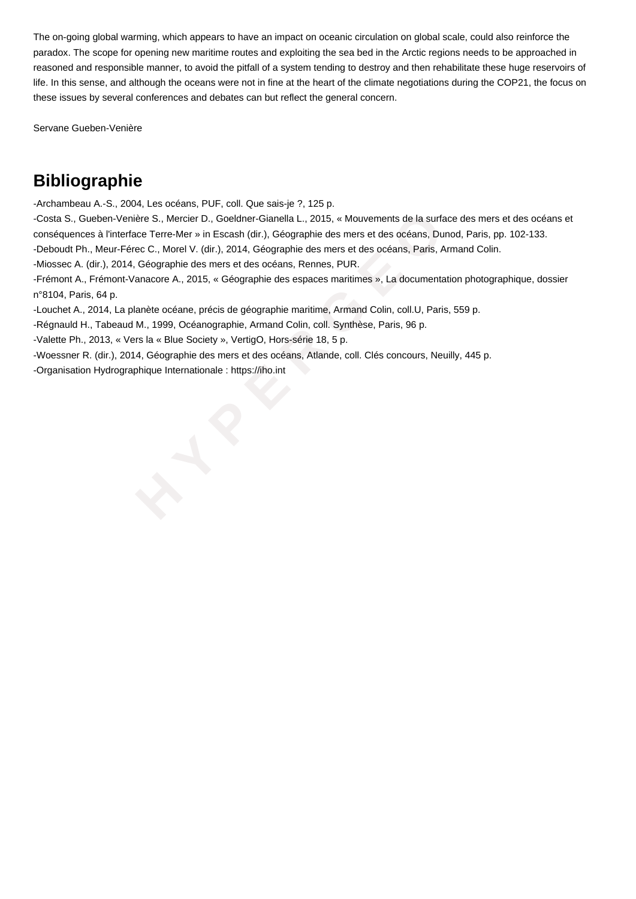The on-going global warming, which appears to have an impact on oceanic circulation on global scale, could also reinforce the paradox. The scope for opening new maritime routes and exploiting the sea bed in the Arctic regions needs to be approached in reasoned and responsible manner, to avoid the pitfall of a system tending to destroy and then rehabilitate these huge reservoirs of life. In this sense, and although the oceans were not in fine at the heart of the climate negotiations during the COP21, the focus on these issues by several conferences and debates can but reflect the general concern.

Servane Gueben-Venière

## Bibliographie

-Archambeau A.-S., 2004, Les océans, PUF, coll. Que sais-je ?, 125 p.
-Costa S., Gueben-Venière S., Mercier D., Goeldner-Gianella L., 2015, « Mouvements de la surface des mers et des océans et conséquences à l'interface Terre-Mer » in Escash (dir.), Géographie des mers et des océans, Dunod, Paris, pp. 102-133.
-Deboudt Ph., Meur-Férec C., Morel V. (dir.), 2014, Géographie des mers et des océans, Paris, Armand Colin.
-Miossec A. (dir.), 2014, Géographie des mers et des océans, Rennes, PUR.
-Frémont A., Frémont-Vanacore A., 2015, « Géographie des espaces maritimes », La documentation photographique, dossier n°8104, Paris, 64 p.
-Louchet A., 2014, La planète océane, précis de géographie maritime, Armand Colin, coll.U, Paris, 559 p.
-Régnauld H., Tabeaud M., 1999, Océanographie, Armand Colin, coll. Synthèse, Paris, 96 p.
-Valette Ph., 2013, « Vers la « Blue Society », VertigO, Hors-série 18, 5 p.
-Woessner R. (dir.), 2014, Géographie des mers et des océans, Atlande, coll. Clés concours, Neuilly, 445 p.
-Organisation Hydrographique Internationale : https://iho.int